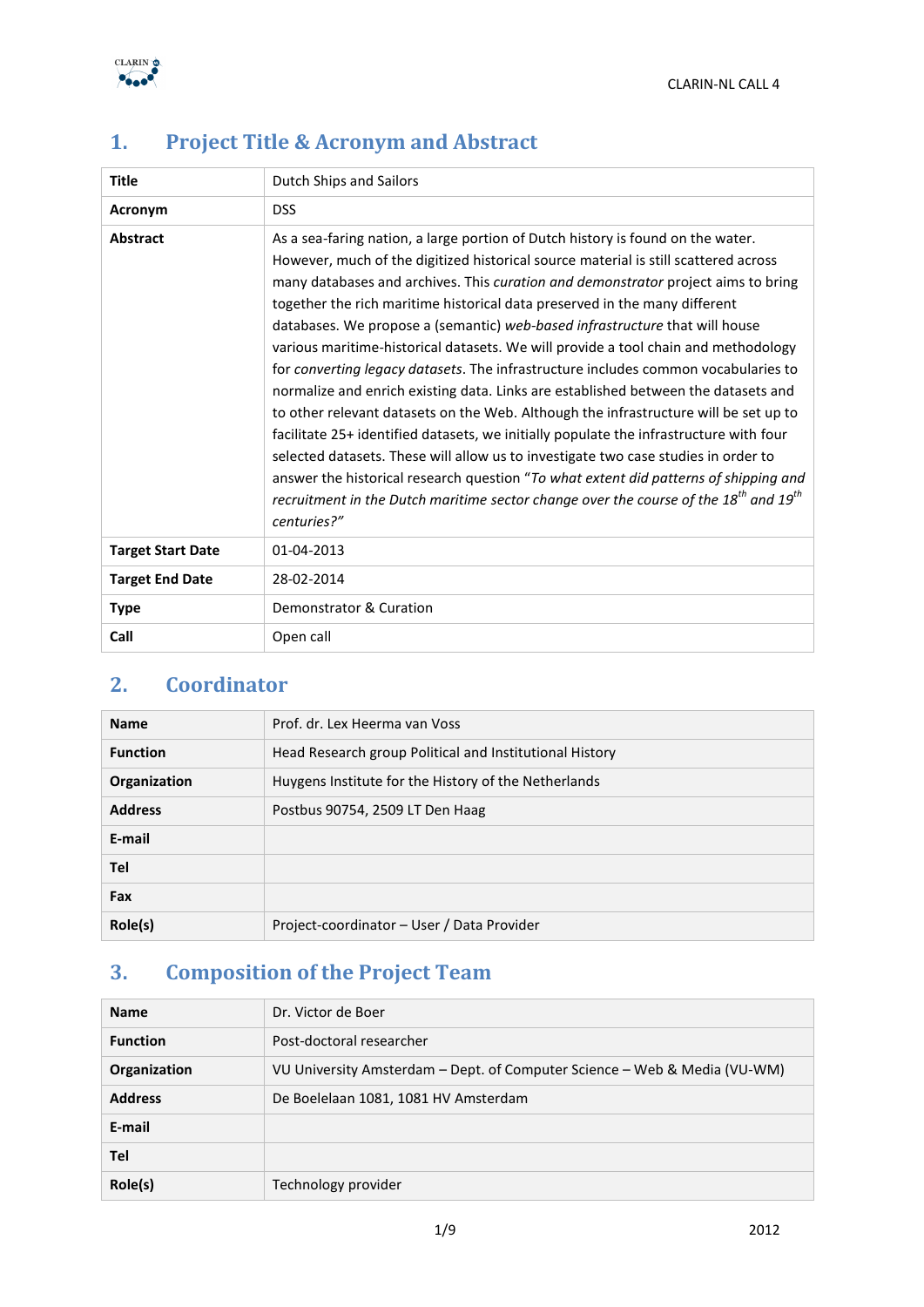## 1. Project Title & Acronym and Abstract

| | |
|---|---|
| **Title** | Dutch Ships and Sailors |
| **Acronym** | DSS |
| **Abstract** | As a sea-faring nation, a large portion of Dutch history is found on the water. However, much of the digitized historical source material is still scattered across many databases and archives. This *curation and demonstrator* project aims to bring together the rich maritime historical data preserved in the many different databases. We propose a (semantic) *web-based infrastructure* that will house various maritime-historical datasets. We will provide a tool chain and methodology for *converting legacy datasets*. The infrastructure includes common vocabularies to normalize and enrich existing data. Links are established between the datasets and to other relevant datasets on the Web. Although the infrastructure will be set up to facilitate 25+ identified datasets, we initially populate the infrastructure with four selected datasets. These will allow us to investigate two case studies in order to answer the historical research question "*To what extent did patterns of shipping and recruitment in the Dutch maritime sector change over the course of the 18th and 19th centuries?*" |
| **Target Start Date** | 01-04-2013 |
| **Target End Date** | 28-02-2014 |
| **Type** | Demonstrator & Curation |
| **Call** | Open call |

## 2. Coordinator

| | |
|---|---|
| **Name** | Prof. dr. Lex Heerma van Voss |
| **Function** | Head Research group Political and Institutional History |
| **Organization** | Huygens Institute for the History of the Netherlands |
| **Address** | Postbus 90754, 2509 LT Den Haag |
| **E-mail** | |
| **Tel** | |
| **Fax** | |
| **Role(s)** | Project-coordinator – User / Data Provider |

## 3. Composition of the Project Team

| | |
|---|---|
| **Name** | Dr. Victor de Boer |
| **Function** | Post-doctoral researcher |
| **Organization** | VU University Amsterdam – Dept. of Computer Science – Web & Media (VU-WM) |
| **Address** | De Boelelaan 1081, 1081 HV Amsterdam |
| **E-mail** | |
| **Tel** | |
| **Role(s)** | Technology provider |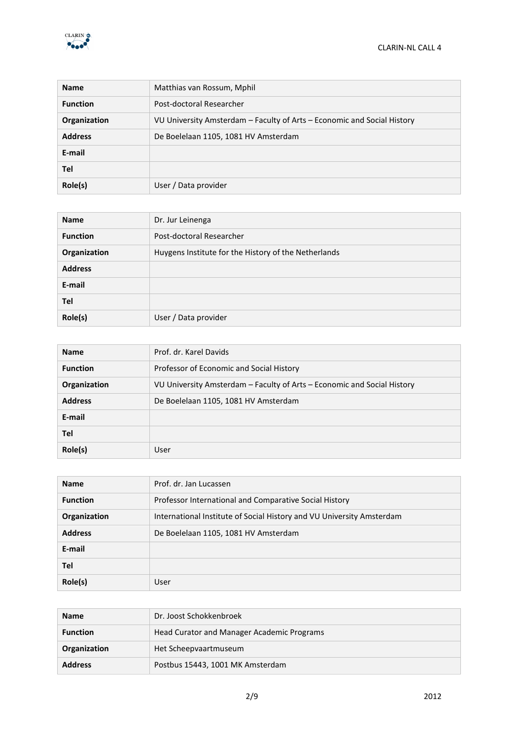| Name | Matthias van Rossum, Mphil |
|---|---|
| Function | Post-doctoral Researcher |
| Organization | VU University Amsterdam – Faculty of Arts – Economic and Social History |
| Address | De Boelelaan 1105, 1081 HV Amsterdam |
| E-mail | |
| Tel | |
| Role(s) | User / Data provider |

| Name | Dr. Jur Leinenga |
|---|---|
| Function | Post-doctoral Researcher |
| Organization | Huygens Institute for the History of the Netherlands |
| Address | |
| E-mail | |
| Tel | |
| Role(s) | User / Data provider |

| Name | Prof. dr. Karel Davids |
|---|---|
| Function | Professor of Economic and Social History |
| Organization | VU University Amsterdam – Faculty of Arts – Economic and Social History |
| Address | De Boelelaan 1105, 1081 HV Amsterdam |
| E-mail | |
| Tel | |
| Role(s) | User |

| Name | Prof. dr. Jan Lucassen |
|---|---|
| Function | Professor International and Comparative Social History |
| Organization | International Institute of Social History and VU University Amsterdam |
| Address | De Boelelaan 1105, 1081 HV Amsterdam |
| E-mail | |
| Tel | |
| Role(s) | User |

| Name | Dr. Joost Schokkenbroek |
|---|---|
| Function | Head Curator and Manager Academic Programs |
| Organization | Het Scheepvaartmuseum |
| Address | Postbus 15443, 1001 MK Amsterdam |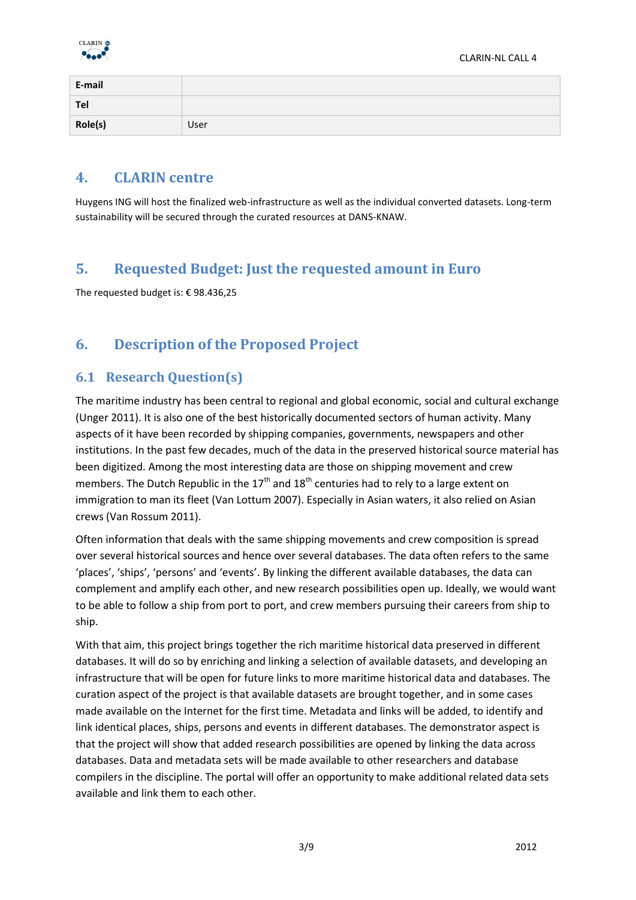| E-mail | |
|---|---|
| Tel | |
| Role(s) | User |

## 4. CLARIN centre

Huygens ING will host the finalized web-infrastructure as well as the individual converted datasets. Long-term sustainability will be secured through the curated resources at DANS-KNAW.

## 5. Requested Budget: Just the requested amount in Euro

The requested budget is: € 98.436,25

## 6. Description of the Proposed Project

### 6.1 Research Question(s)

The maritime industry has been central to regional and global economic, social and cultural exchange (Unger 2011). It is also one of the best historically documented sectors of human activity. Many aspects of it have been recorded by shipping companies, governments, newspapers and other institutions. In the past few decades, much of the data in the preserved historical source material has been digitized. Among the most interesting data are those on shipping movement and crew members. The Dutch Republic in the 17th and 18th centuries had to rely to a large extent on immigration to man its fleet (Van Lottum 2007). Especially in Asian waters, it also relied on Asian crews (Van Rossum 2011).

Often information that deals with the same shipping movements and crew composition is spread over several historical sources and hence over several databases. The data often refers to the same 'places', 'ships', 'persons' and 'events'. By linking the different available databases, the data can complement and amplify each other, and new research possibilities open up. Ideally, we would want to be able to follow a ship from port to port, and crew members pursuing their careers from ship to ship.

With that aim, this project brings together the rich maritime historical data preserved in different databases. It will do so by enriching and linking a selection of available datasets, and developing an infrastructure that will be open for future links to more maritime historical data and databases. The curation aspect of the project is that available datasets are brought together, and in some cases made available on the Internet for the first time. Metadata and links will be added, to identify and link identical places, ships, persons and events in different databases. The demonstrator aspect is that the project will show that added research possibilities are opened by linking the data across databases. Data and metadata sets will be made available to other researchers and database compilers in the discipline. The portal will offer an opportunity to make additional related data sets available and link them to each other.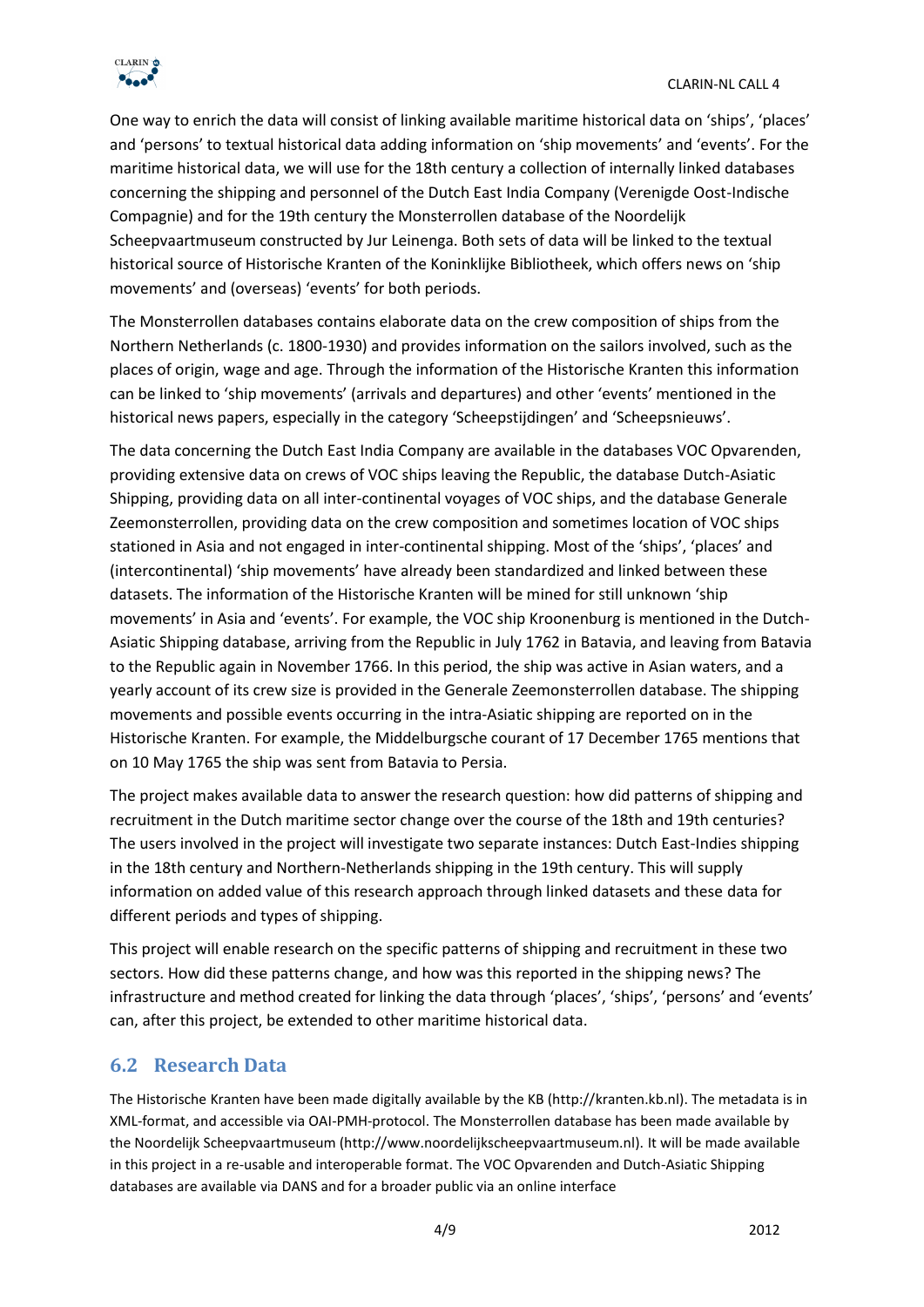One way to enrich the data will consist of linking available maritime historical data on 'ships', 'places' and 'persons' to textual historical data adding information on 'ship movements' and 'events'. For the maritime historical data, we will use for the 18th century a collection of internally linked databases concerning the shipping and personnel of the Dutch East India Company (Verenigde Oost-Indische Compagnie) and for the 19th century the Monsterrollen database of the Noordelijk Scheepvaartmuseum constructed by Jur Leinenga. Both sets of data will be linked to the textual historical source of Historische Kranten of the Koninklijke Bibliotheek, which offers news on 'ship movements' and (overseas) 'events' for both periods.

The Monsterrollen databases contains elaborate data on the crew composition of ships from the Northern Netherlands (c. 1800-1930) and provides information on the sailors involved, such as the places of origin, wage and age. Through the information of the Historische Kranten this information can be linked to 'ship movements' (arrivals and departures) and other 'events' mentioned in the historical news papers, especially in the category 'Scheepstijdingen' and 'Scheepsnieuws'.

The data concerning the Dutch East India Company are available in the databases VOC Opvarenden, providing extensive data on crews of VOC ships leaving the Republic, the database Dutch-Asiatic Shipping, providing data on all inter-continental voyages of VOC ships, and the database Generale Zeemonsterrollen, providing data on the crew composition and sometimes location of VOC ships stationed in Asia and not engaged in inter-continental shipping. Most of the 'ships', 'places' and (intercontinental) 'ship movements' have already been standardized and linked between these datasets. The information of the Historische Kranten will be mined for still unknown 'ship movements' in Asia and 'events'. For example, the VOC ship Kroonenburg is mentioned in the Dutch-Asiatic Shipping database, arriving from the Republic in July 1762 in Batavia, and leaving from Batavia to the Republic again in November 1766. In this period, the ship was active in Asian waters, and a yearly account of its crew size is provided in the Generale Zeemonsterrollen database. The shipping movements and possible events occurring in the intra-Asiatic shipping are reported on in the Historische Kranten. For example, the Middelburgsche courant of 17 December 1765 mentions that on 10 May 1765 the ship was sent from Batavia to Persia.

The project makes available data to answer the research question: how did patterns of shipping and recruitment in the Dutch maritime sector change over the course of the 18th and 19th centuries? The users involved in the project will investigate two separate instances: Dutch East-Indies shipping in the 18th century and Northern-Netherlands shipping in the 19th century. This will supply information on added value of this research approach through linked datasets and these data for different periods and types of shipping.

This project will enable research on the specific patterns of shipping and recruitment in these two sectors. How did these patterns change, and how was this reported in the shipping news? The infrastructure and method created for linking the data through 'places', 'ships', 'persons' and 'events' can, after this project, be extended to other maritime historical data.

## 6.2 Research Data

The Historische Kranten have been made digitally available by the KB (http://kranten.kb.nl). The metadata is in XML-format, and accessible via OAI-PMH-protocol. The Monsterrollen database has been made available by the Noordelijk Scheepvaartmuseum (http://www.noordelijkscheepvaartmuseum.nl). It will be made available in this project in a re-usable and interoperable format. The VOC Opvarenden and Dutch-Asiatic Shipping databases are available via DANS and for a broader public via an online interface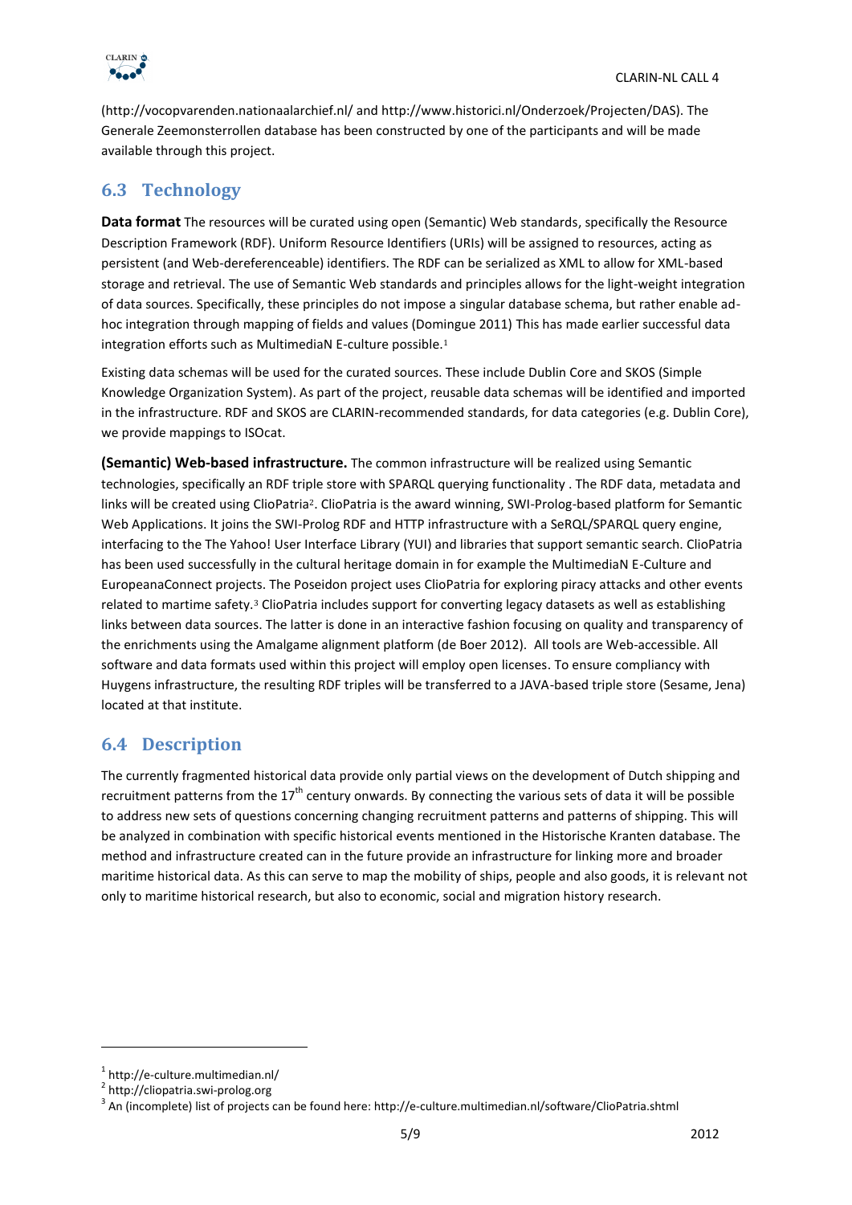(http://vocopvarenden.nationaalarchief.nl/ and http://www.historici.nl/Onderzoek/Projecten/DAS). The Generale Zeemonsterrollen database has been constructed by one of the participants and will be made available through this project.

## 6.3 Technology

**Data format** The resources will be curated using open (Semantic) Web standards, specifically the Resource Description Framework (RDF). Uniform Resource Identifiers (URIs) will be assigned to resources, acting as persistent (and Web-dereferenceable) identifiers. The RDF can be serialized as XML to allow for XML-based storage and retrieval. The use of Semantic Web standards and principles allows for the light-weight integration of data sources. Specifically, these principles do not impose a singular database schema, but rather enable ad-hoc integration through mapping of fields and values (Domingue 2011) This has made earlier successful data integration efforts such as MultimediaN E-culture possible.[1]

Existing data schemas will be used for the curated sources. These include Dublin Core and SKOS (Simple Knowledge Organization System). As part of the project, reusable data schemas will be identified and imported in the infrastructure. RDF and SKOS are CLARIN-recommended standards, for data categories (e.g. Dublin Core), we provide mappings to ISOcat.

**(Semantic) Web-based infrastructure.** The common infrastructure will be realized using Semantic technologies, specifically an RDF triple store with SPARQL querying functionality . The RDF data, metadata and links will be created using ClioPatria[2]. ClioPatria is the award winning, SWI-Prolog-based platform for Semantic Web Applications. It joins the SWI-Prolog RDF and HTTP infrastructure with a SeRQL/SPARQL query engine, interfacing to the The Yahoo! User Interface Library (YUI) and libraries that support semantic search. ClioPatria has been used successfully in the cultural heritage domain in for example the MultimediaN E-Culture and EuropeanaConnect projects. The Poseidon project uses ClioPatria for exploring piracy attacks and other events related to martime safety.[3] ClioPatria includes support for converting legacy datasets as well as establishing links between data sources. The latter is done in an interactive fashion focusing on quality and transparency of the enrichments using the Amalgame alignment platform (de Boer 2012). All tools are Web-accessible. All software and data formats used within this project will employ open licenses. To ensure compliancy with Huygens infrastructure, the resulting RDF triples will be transferred to a JAVA-based triple store (Sesame, Jena) located at that institute.

## 6.4 Description

The currently fragmented historical data provide only partial views on the development of Dutch shipping and recruitment patterns from the 17th century onwards. By connecting the various sets of data it will be possible to address new sets of questions concerning changing recruitment patterns and patterns of shipping. This will be analyzed in combination with specific historical events mentioned in the Historische Kranten database. The method and infrastructure created can in the future provide an infrastructure for linking more and broader maritime historical data. As this can serve to map the mobility of ships, people and also goods, it is relevant not only to maritime historical research, but also to economic, social and migration history research.

---

[1] http://e-culture.multimedian.nl/

[2] http://cliopatria.swi-prolog.org

[3] An (incomplete) list of projects can be found here: http://e-culture.multimedian.nl/software/ClioPatria.shtml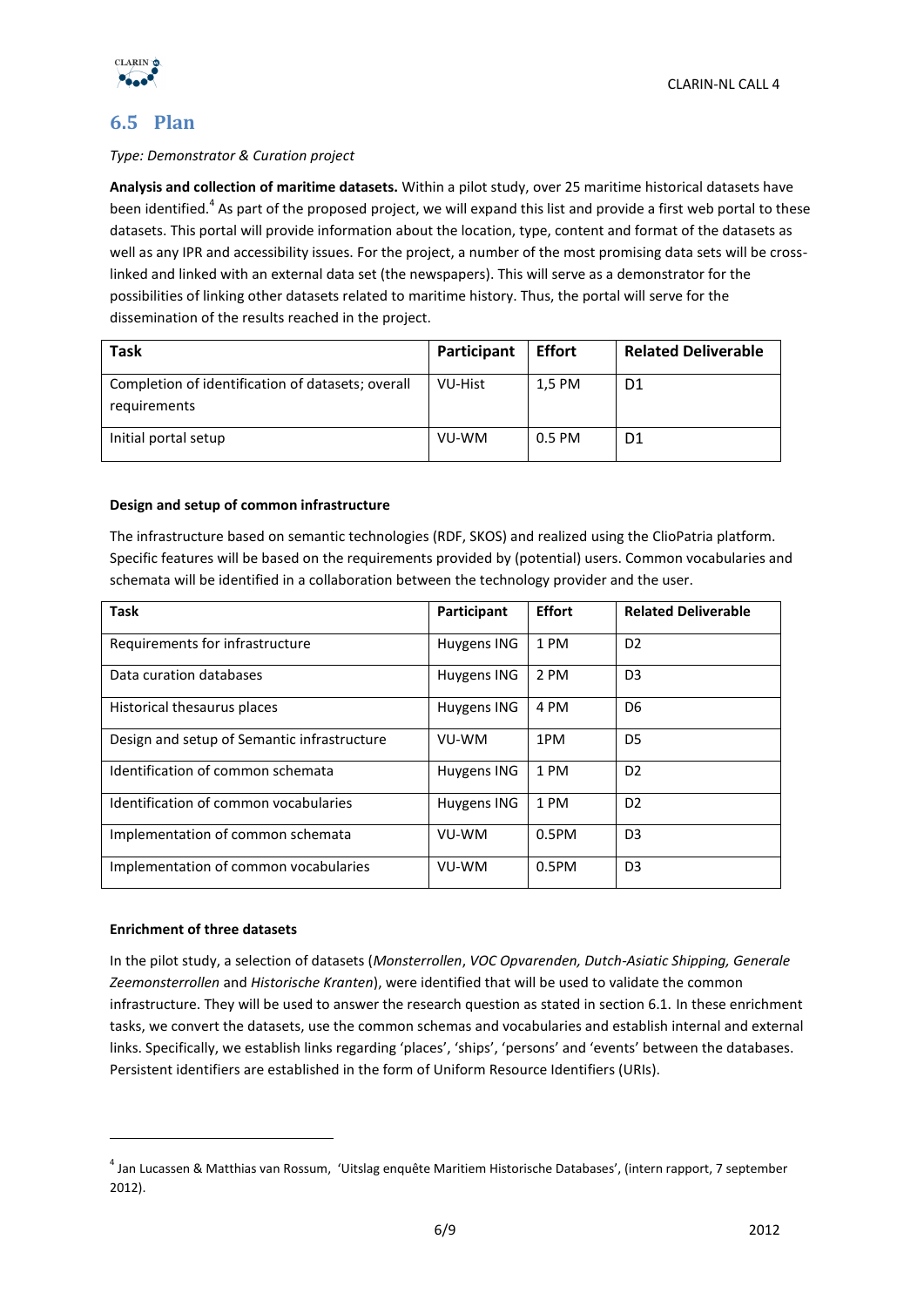## 6.5 Plan

*Type: Demonstrator & Curation project*

**Analysis and collection of maritime datasets.** Within a pilot study, over 25 maritime historical datasets have been identified.[4] As part of the proposed project, we will expand this list and provide a first web portal to these datasets. This portal will provide information about the location, type, content and format of the datasets as well as any IPR and accessibility issues. For the project, a number of the most promising data sets will be cross-linked and linked with an external data set (the newspapers). This will serve as a demonstrator for the possibilities of linking other datasets related to maritime history. Thus, the portal will serve for the dissemination of the results reached in the project.

| Task | Participant | Effort | Related Deliverable |
|---|---|---|---|
| Completion of identification of datasets; overall requirements | VU-Hist | 1,5 PM | D1 |
| Initial portal setup | VU-WM | 0.5 PM | D1 |

**Design and setup of common infrastructure**

The infrastructure based on semantic technologies (RDF, SKOS) and realized using the ClioPatria platform. Specific features will be based on the requirements provided by (potential) users. Common vocabularies and schemata will be identified in a collaboration between the technology provider and the user.

| Task | Participant | Effort | Related Deliverable |
|---|---|---|---|
| Requirements for infrastructure | Huygens ING | 1 PM | D2 |
| Data curation databases | Huygens ING | 2 PM | D3 |
| Historical thesaurus places | Huygens ING | 4 PM | D6 |
| Design and setup of Semantic infrastructure | VU-WM | 1PM | D5 |
| Identification of common schemata | Huygens ING | 1 PM | D2 |
| Identification of common vocabularies | Huygens ING | 1 PM | D2 |
| Implementation of common schemata | VU-WM | 0.5PM | D3 |
| Implementation of common vocabularies | VU-WM | 0.5PM | D3 |

**Enrichment of three datasets**

In the pilot study, a selection of datasets (*Monsterrollen*, *VOC Opvarenden, Dutch-Asiatic Shipping, Generale Zeemonsterrollen* and *Historische Kranten*), were identified that will be used to validate the common infrastructure. They will be used to answer the research question as stated in section 6.1. In these enrichment tasks, we convert the datasets, use the common schemas and vocabularies and establish internal and external links. Specifically, we establish links regarding 'places', 'ships', 'persons' and 'events' between the databases. Persistent identifiers are established in the form of Uniform Resource Identifiers (URIs).

---

[4] Jan Lucassen & Matthias van Rossum, 'Uitslag enquête Maritiem Historische Databases', (intern rapport, 7 september 2012).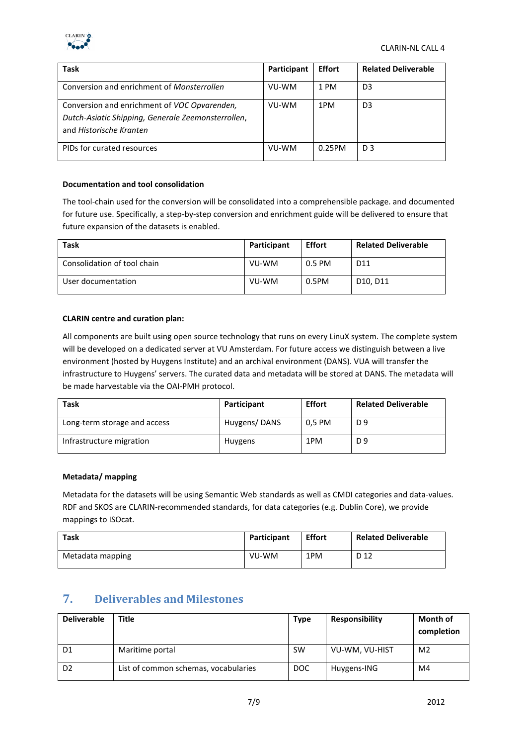| Task | Participant | Effort | Related Deliverable |
| --- | --- | --- | --- |
| Conversion and enrichment of *Monsterrollen* | VU-WM | 1 PM | D3 |
| Conversion and enrichment of *VOC Opvarenden, Dutch-Asiatic Shipping, Generale Zeemonsterrollen*, and *Historische Kranten* | VU-WM | 1PM | D3 |
| PIDs for curated resources | VU-WM | 0.25PM | D 3 |

**Documentation and tool consolidation**

The tool-chain used for the conversion will be consolidated into a comprehensible package. and documented for future use. Specifically, a step-by-step conversion and enrichment guide will be delivered to ensure that future expansion of the datasets is enabled.

| Task | Participant | Effort | Related Deliverable |
| --- | --- | --- | --- |
| Consolidation of tool chain | VU-WM | 0.5 PM | D11 |
| User documentation | VU-WM | 0.5PM | D10, D11 |

**CLARIN centre and curation plan:**

All components are built using open source technology that runs on every LinuX system. The complete system will be developed on a dedicated server at VU Amsterdam. For future access we distinguish between a live environment (hosted by Huygens Institute) and an archival environment (DANS). VUA will transfer the infrastructure to Huygens' servers. The curated data and metadata will be stored at DANS. The metadata will be made harvestable via the OAI-PMH protocol.

| Task | Participant | Effort | Related Deliverable |
| --- | --- | --- | --- |
| Long-term storage and access | Huygens/ DANS | 0,5 PM | D 9 |
| Infrastructure migration | Huygens | 1PM | D 9 |

**Metadata/ mapping**

Metadata for the datasets will be using Semantic Web standards as well as CMDI categories and data-values. RDF and SKOS are CLARIN-recommended standards, for data categories (e.g. Dublin Core), we provide mappings to ISOcat.

| Task | Participant | Effort | Related Deliverable |
| --- | --- | --- | --- |
| Metadata mapping | VU-WM | 1PM | D 12 |

## 7. Deliverables and Milestones

| Deliverable | Title | Type | Responsibility | Month of completion |
| --- | --- | --- | --- | --- |
| D1 | Maritime portal | SW | VU-WM, VU-HIST | M2 |
| D2 | List of common schemas, vocabularies | DOC | Huygens-ING | M4 |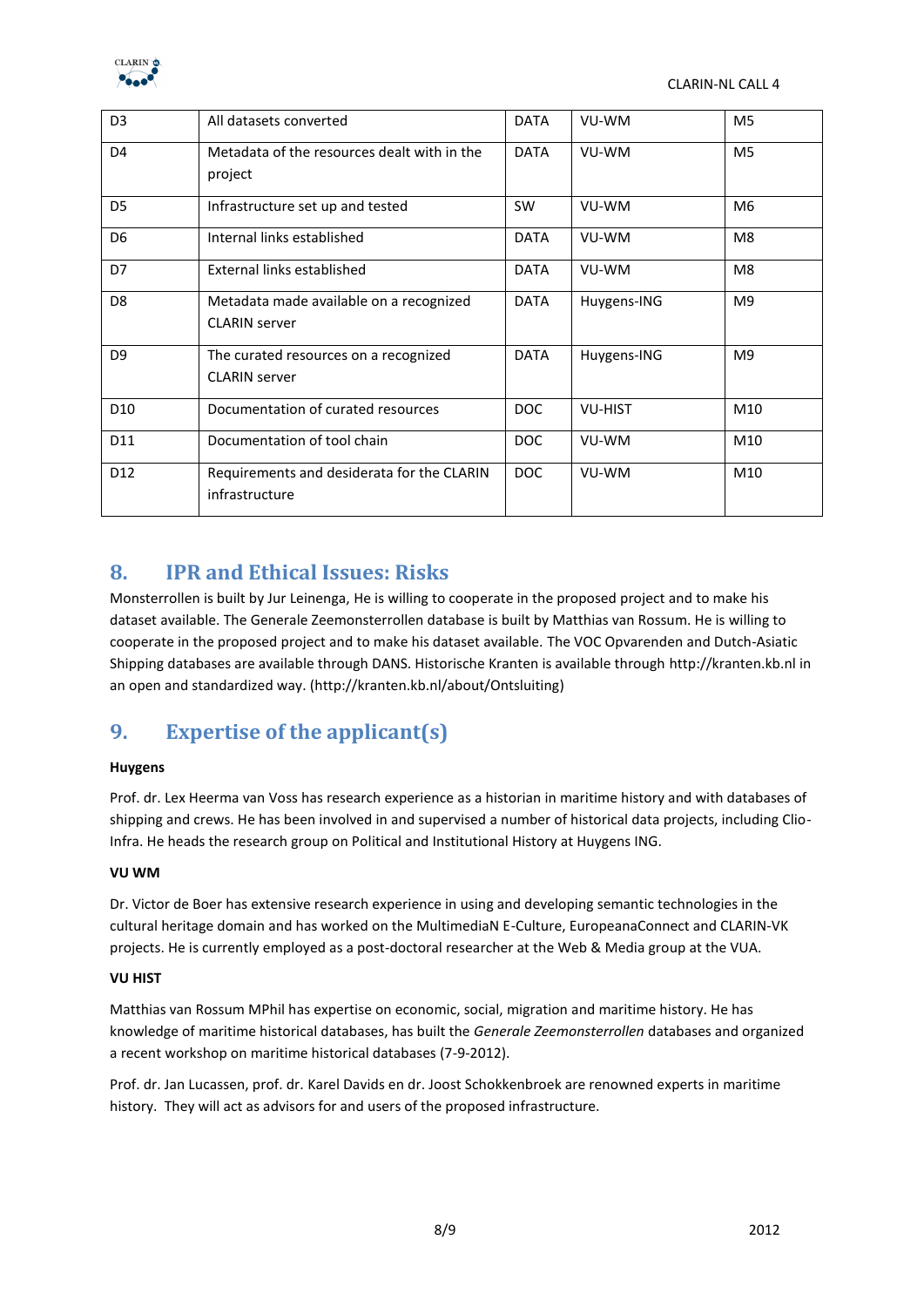| D3 | All datasets converted | DATA | VU-WM | M5 |
|---|---|---|---|---|
| D4 | Metadata of the resources dealt with in the project | DATA | VU-WM | M5 |
| D5 | Infrastructure set up and tested | SW | VU-WM | M6 |
| D6 | Internal links established | DATA | VU-WM | M8 |
| D7 | External links established | DATA | VU-WM | M8 |
| D8 | Metadata made available on a recognized CLARIN server | DATA | Huygens-ING | M9 |
| D9 | The curated resources on a recognized CLARIN server | DATA | Huygens-ING | M9 |
| D10 | Documentation of curated resources | DOC | VU-HIST | M10 |
| D11 | Documentation of tool chain | DOC | VU-WM | M10 |
| D12 | Requirements and desiderata for the CLARIN infrastructure | DOC | VU-WM | M10 |

## 8. IPR and Ethical Issues: Risks

Monsterrollen is built by Jur Leinenga, He is willing to cooperate in the proposed project and to make his dataset available. The Generale Zeemonsterrollen database is built by Matthias van Rossum. He is willing to cooperate in the proposed project and to make his dataset available. The VOC Opvarenden and Dutch-Asiatic Shipping databases are available through DANS. Historische Kranten is available through http://kranten.kb.nl in an open and standardized way. (http://kranten.kb.nl/about/Ontsluiting)

## 9. Expertise of the applicant(s)

**Huygens**

Prof. dr. Lex Heerma van Voss has research experience as a historian in maritime history and with databases of shipping and crews. He has been involved in and supervised a number of historical data projects, including Clio-Infra. He heads the research group on Political and Institutional History at Huygens ING.

**VU WM**

Dr. Victor de Boer has extensive research experience in using and developing semantic technologies in the cultural heritage domain and has worked on the MultimediaN E-Culture, EuropeanaConnect and CLARIN-VK projects. He is currently employed as a post-doctoral researcher at the Web & Media group at the VUA.

**VU HIST**

Matthias van Rossum MPhil has expertise on economic, social, migration and maritime history. He has knowledge of maritime historical databases, has built the *Generale Zeemonsterrollen* databases and organized a recent workshop on maritime historical databases (7-9-2012).

Prof. dr. Jan Lucassen, prof. dr. Karel Davids en dr. Joost Schokkenbroek are renowned experts in maritime history. They will act as advisors for and users of the proposed infrastructure.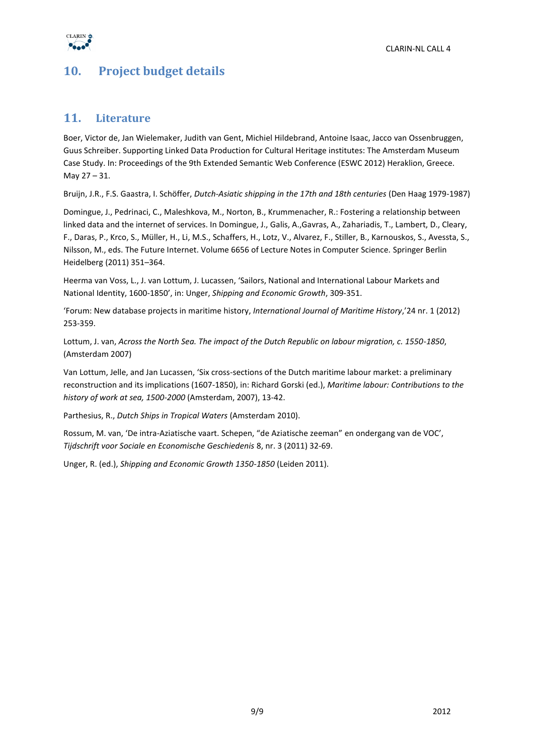## 10. Project budget details

## 11. Literature

Boer, Victor de, Jan Wielemaker, Judith van Gent, Michiel Hildebrand, Antoine Isaac, Jacco van Ossenbruggen, Guus Schreiber. Supporting Linked Data Production for Cultural Heritage institutes: The Amsterdam Museum Case Study. In: Proceedings of the 9th Extended Semantic Web Conference (ESWC 2012) Heraklion, Greece. May 27 – 31.

Bruijn, J.R., F.S. Gaastra, I. Schöffer, *Dutch-Asiatic shipping in the 17th and 18th centuries* (Den Haag 1979-1987)

Domingue, J., Pedrinaci, C., Maleshkova, M., Norton, B., Krummenacher, R.: Fostering a relationship between linked data and the internet of services. In Domingue, J., Galis, A.,Gavras, A., Zahariadis, T., Lambert, D., Cleary, F., Daras, P., Krco, S., Müller, H., Li, M.S., Schaffers, H., Lotz, V., Alvarez, F., Stiller, B., Karnouskos, S., Avessta, S., Nilsson, M., eds. The Future Internet. Volume 6656 of Lecture Notes in Computer Science. Springer Berlin Heidelberg (2011) 351–364.

Heerma van Voss, L., J. van Lottum, J. Lucassen, 'Sailors, National and International Labour Markets and National Identity, 1600-1850', in: Unger, *Shipping and Economic Growth*, 309-351.

'Forum: New database projects in maritime history, *International Journal of Maritime History*,'24 nr. 1 (2012) 253-359.

Lottum, J. van, *Across the North Sea. The impact of the Dutch Republic on labour migration, c. 1550-1850*, (Amsterdam 2007)

Van Lottum, Jelle, and Jan Lucassen, 'Six cross-sections of the Dutch maritime labour market: a preliminary reconstruction and its implications (1607-1850), in: Richard Gorski (ed.), *Maritime labour: Contributions to the history of work at sea, 1500-2000* (Amsterdam, 2007), 13-42.

Parthesius, R., *Dutch Ships in Tropical Waters* (Amsterdam 2010).

Rossum, M. van, 'De intra-Aziatische vaart. Schepen, "de Aziatische zeeman" en ondergang van de VOC', *Tijdschrift voor Sociale en Economische Geschiedenis* 8, nr. 3 (2011) 32-69.

Unger, R. (ed.), *Shipping and Economic Growth 1350-1850* (Leiden 2011).